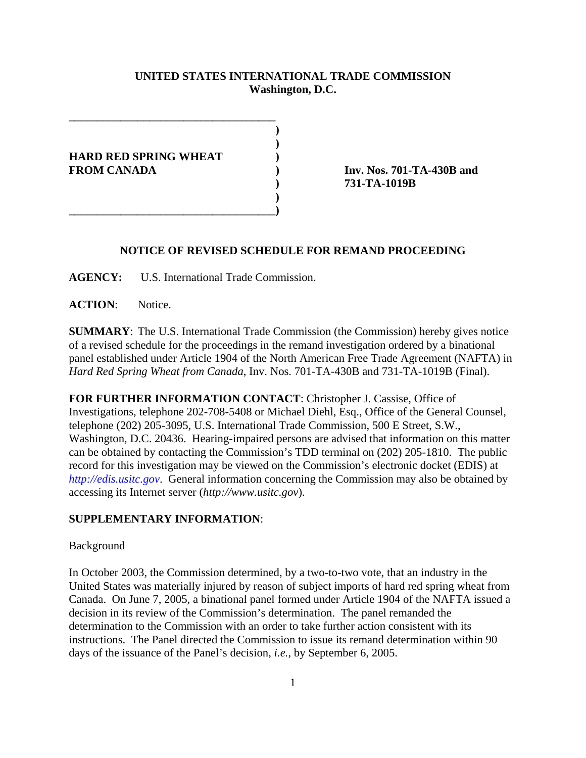**UNITED STATES INTERNATIONAL TRADE COMMISSION**
**Washington, D.C.**

**HARD RED SPRING WHEAT FROM CANADA**

**Inv. Nos. 701-TA-430B and 731-TA-1019B**

## NOTICE OF REVISED SCHEDULE FOR REMAND PROCEEDING

**AGENCY:** U.S. International Trade Commission.

**ACTION**: Notice.

**SUMMARY**: The U.S. International Trade Commission (the Commission) hereby gives notice of a revised schedule for the proceedings in the remand investigation ordered by a binational panel established under Article 1904 of the North American Free Trade Agreement (NAFTA) in *Hard Red Spring Wheat from Canada*, Inv. Nos. 701-TA-430B and 731-TA-1019B (Final).

**FOR FURTHER INFORMATION CONTACT**: Christopher J. Cassise, Office of Investigations, telephone 202-708-5408 or Michael Diehl, Esq., Office of the General Counsel, telephone (202) 205-3095, U.S. International Trade Commission, 500 E Street, S.W., Washington, D.C. 20436. Hearing-impaired persons are advised that information on this matter can be obtained by contacting the Commission's TDD terminal on (202) 205-1810. The public record for this investigation may be viewed on the Commission's electronic docket (EDIS) at *http://edis.usitc.gov*. General information concerning the Commission may also be obtained by accessing its Internet server (*http://www.usitc.gov*).

**SUPPLEMENTARY INFORMATION**:

Background

In October 2003, the Commission determined, by a two-to-two vote, that an industry in the United States was materially injured by reason of subject imports of hard red spring wheat from Canada. On June 7, 2005, a binational panel formed under Article 1904 of the NAFTA issued a decision in its review of the Commission's determination. The panel remanded the determination to the Commission with an order to take further action consistent with its instructions. The Panel directed the Commission to issue its remand determination within 90 days of the issuance of the Panel's decision, *i.e.*, by September 6, 2005.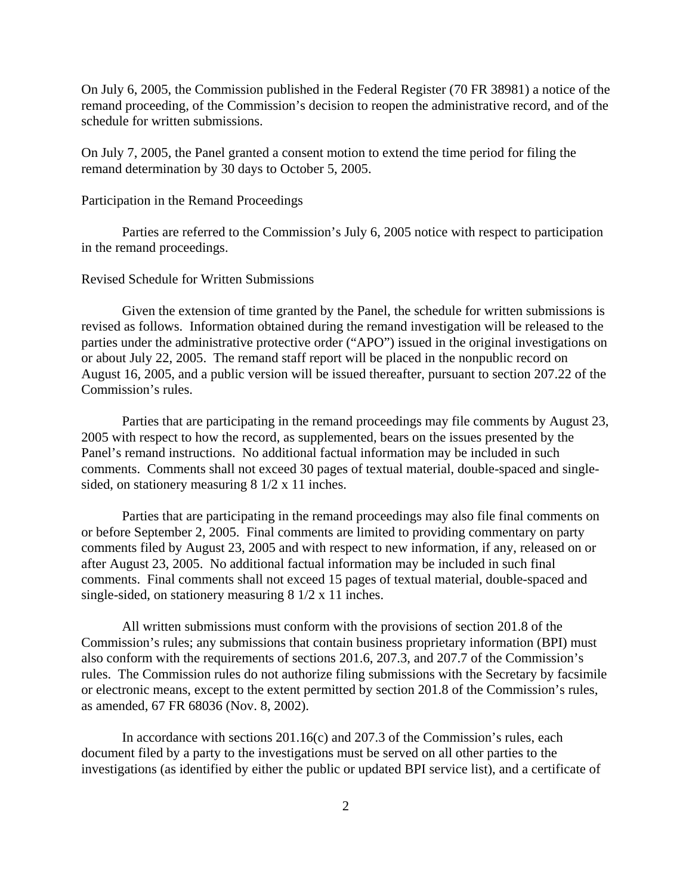On July 6, 2005, the Commission published in the Federal Register (70 FR 38981) a notice of the remand proceeding, of the Commission's decision to reopen the administrative record, and of the schedule for written submissions.

On July 7, 2005, the Panel granted a consent motion to extend the time period for filing the remand determination by 30 days to October 5, 2005.

Participation in the Remand Proceedings

Parties are referred to the Commission's July 6, 2005 notice with respect to participation in the remand proceedings.

Revised Schedule for Written Submissions

Given the extension of time granted by the Panel, the schedule for written submissions is revised as follows. Information obtained during the remand investigation will be released to the parties under the administrative protective order ("APO") issued in the original investigations on or about July 22, 2005. The remand staff report will be placed in the nonpublic record on August 16, 2005, and a public version will be issued thereafter, pursuant to section 207.22 of the Commission's rules.

Parties that are participating in the remand proceedings may file comments by August 23, 2005 with respect to how the record, as supplemented, bears on the issues presented by the Panel's remand instructions. No additional factual information may be included in such comments. Comments shall not exceed 30 pages of textual material, double-spaced and single-sided, on stationery measuring 8 1/2 x 11 inches.

Parties that are participating in the remand proceedings may also file final comments on or before September 2, 2005. Final comments are limited to providing commentary on party comments filed by August 23, 2005 and with respect to new information, if any, released on or after August 23, 2005. No additional factual information may be included in such final comments. Final comments shall not exceed 15 pages of textual material, double-spaced and single-sided, on stationery measuring 8 1/2 x 11 inches.

All written submissions must conform with the provisions of section 201.8 of the Commission's rules; any submissions that contain business proprietary information (BPI) must also conform with the requirements of sections 201.6, 207.3, and 207.7 of the Commission's rules. The Commission rules do not authorize filing submissions with the Secretary by facsimile or electronic means, except to the extent permitted by section 201.8 of the Commission's rules, as amended, 67 FR 68036 (Nov. 8, 2002).

In accordance with sections 201.16(c) and 207.3 of the Commission's rules, each document filed by a party to the investigations must be served on all other parties to the investigations (as identified by either the public or updated BPI service list), and a certificate of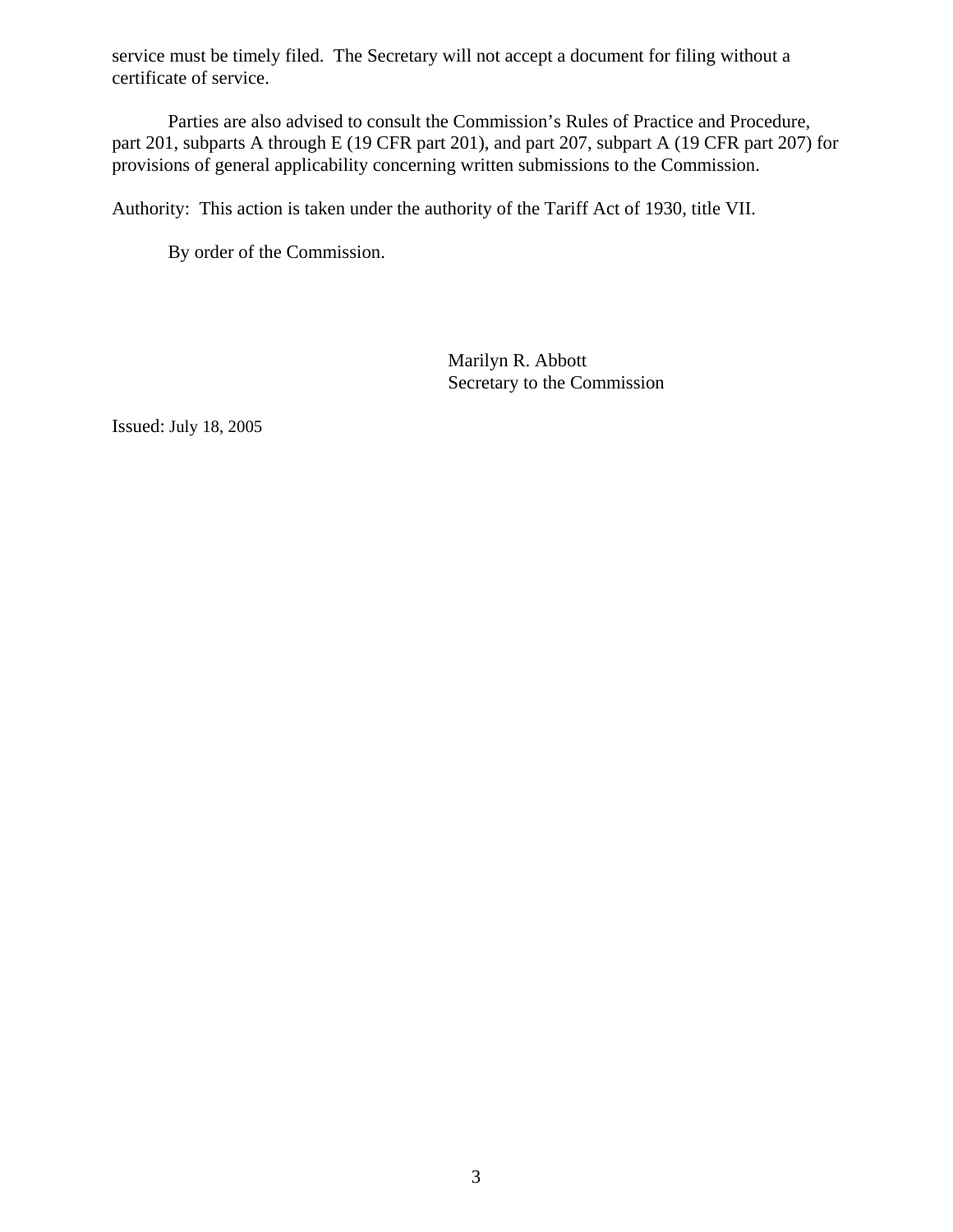service must be timely filed. The Secretary will not accept a document for filing without a certificate of service.

Parties are also advised to consult the Commission's Rules of Practice and Procedure, part 201, subparts A through E (19 CFR part 201), and part 207, subpart A (19 CFR part 207) for provisions of general applicability concerning written submissions to the Commission.

Authority: This action is taken under the authority of the Tariff Act of 1930, title VII.

By order of the Commission.

Marilyn R. Abbott
Secretary to the Commission

Issued: July 18, 2005